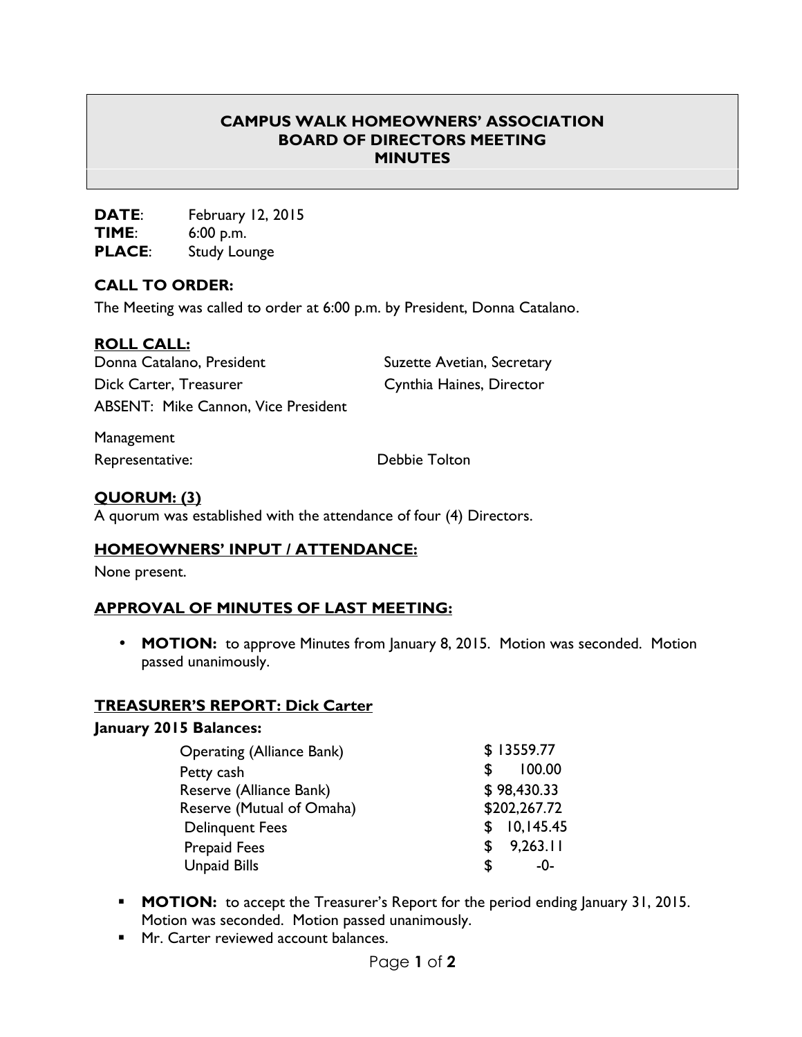# CAMPUS WALK HOMEOWNERS' ASSOCIATION
## BOARD OF DIRECTORS MEETING
## MINUTES

**DATE**: February 12, 2015
**TIME**: 6:00 p.m.
**PLACE**: Study Lounge

### CALL TO ORDER:

The Meeting was called to order at 6:00 p.m. by President, Donna Catalano.

### ROLL CALL:

Donna Catalano, President
Suzette Avetian, Secretary
Dick Carter, Treasurer
Cynthia Haines, Director
ABSENT: Mike Cannon, Vice President

Management Representative: Debbie Tolton

### QUORUM: (3)

A quorum was established with the attendance of four (4) Directors.

### HOMEOWNERS' INPUT / ATTENDANCE:

None present.

### APPROVAL OF MINUTES OF LAST MEETING:

- **MOTION:** to approve Minutes from January 8, 2015. Motion was seconded. Motion passed unanimously.

### TREASURER'S REPORT: Dick Carter

**January 2015 Balances:**

| | |
|---|---|
| Operating (Alliance Bank) | $ 13559.77 |
| Petty cash | $ 100.00 |
| Reserve (Alliance Bank) | $ 98,430.33 |
| Reserve (Mutual of Omaha) | $202,267.72 |
| Delinquent Fees | $ 10,145.45 |
| Prepaid Fees | $ 9,263.11 |
| Unpaid Bills | $ -0- |

- **MOTION:** to accept the Treasurer's Report for the period ending January 31, 2015. Motion was seconded. Motion passed unanimously.
- Mr. Carter reviewed account balances.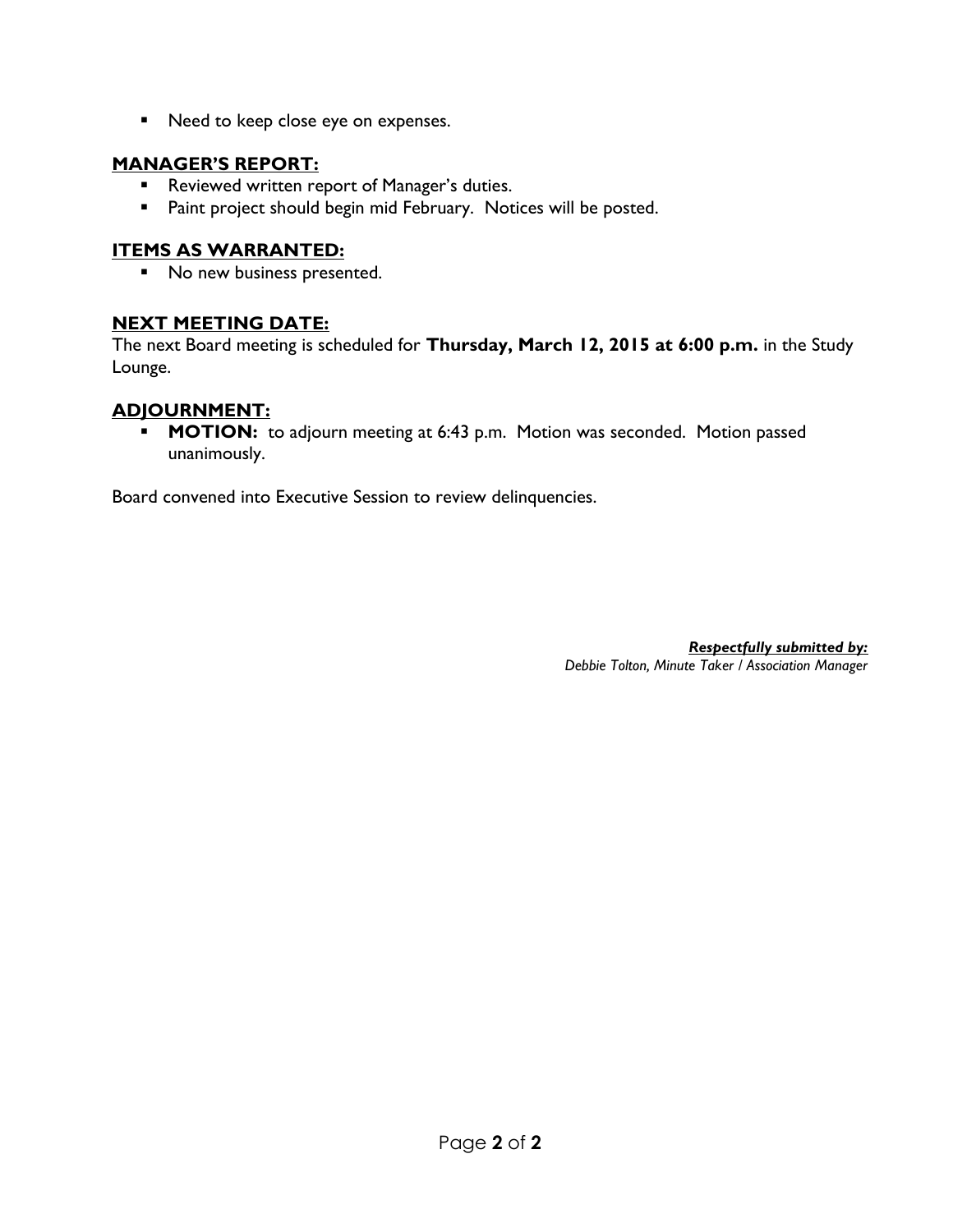- Need to keep close eye on expenses.

## MANAGER'S REPORT:

- Reviewed written report of Manager's duties.
- Paint project should begin mid February. Notices will be posted.

## ITEMS AS WARRANTED:

- No new business presented.

## NEXT MEETING DATE:

The next Board meeting is scheduled for **Thursday, March 12, 2015 at 6:00 p.m.** in the Study Lounge.

## ADJOURNMENT:

- **MOTION:** to adjourn meeting at 6:43 p.m. Motion was seconded. Motion passed unanimously.

Board convened into Executive Session to review delinquencies.

***Respectfully submitted by:***
*Debbie Tolton, Minute Taker / Association Manager*